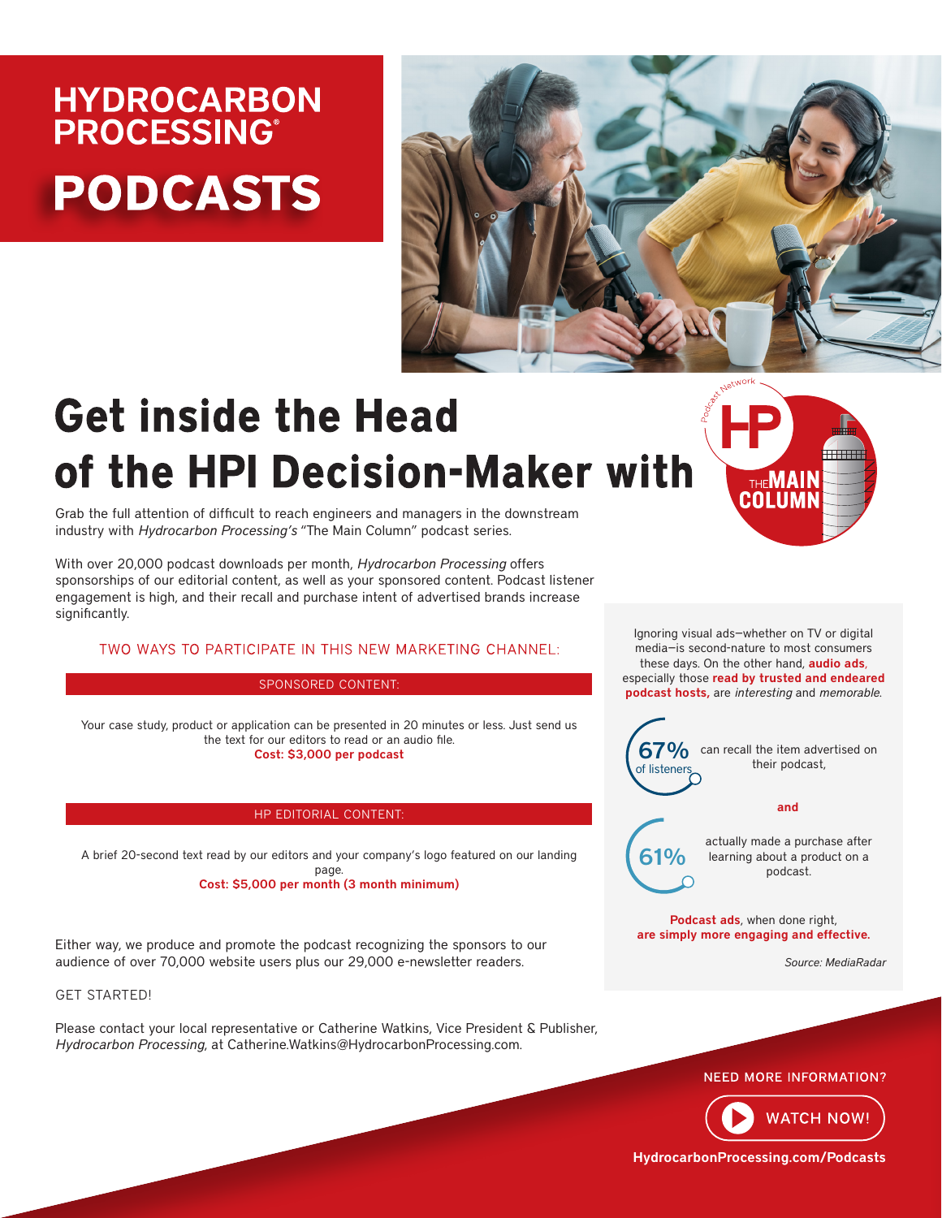# HYDROCARBON PROCESSING®

# PODCASTS

## Get inside the Head of the HPI Decision-Maker with

Podcast Network HP THE MAIN COLUMN

Grab the full attention of difficult to reach engineers and managers in the downstream industry with *Hydrocarbon Processing's* "The Main Column" podcast series.

With over 20,000 podcast downloads per month, *Hydrocarbon Processing* offers sponsorships of our editorial content, as well as your sponsored content. Podcast listener engagement is high, and their recall and purchase intent of advertised brands increase significantly.

TWO WAYS TO PARTICIPATE IN THIS NEW MARKETING CHANNEL:

### SPONSORED CONTENT:

Your case study, product or application can be presented in 20 minutes or less. Just send us the text for our editors to read or an audio file.
**Cost: $3,000 per podcast**

### HP EDITORIAL CONTENT:

A brief 20-second text read by our editors and your company's logo featured on our landing page.
**Cost: $5,000 per month (3 month minimum)**

Either way, we produce and promote the podcast recognizing the sponsors to our audience of over 70,000 website users plus our 29,000 e-newsletter readers.

GET STARTED!

Please contact your local representative or Catherine Watkins, Vice President & Publisher, *Hydrocarbon Processing*, at Catherine.Watkins@HydrocarbonProcessing.com.

Ignoring visual ads—whether on TV or digital media—is second-nature to most consumers these days. On the other hand, **audio ads**, especially those **read by trusted and endeared podcast hosts,** are *interesting* and *memorable*.

**67%** of listeners can recall the item advertised on their podcast,

**and**

**61%** actually made a purchase after learning about a product on a podcast.

**Podcast ads**, when done right, **are simply more engaging and effective.**

*Source: MediaRadar*

NEED MORE INFORMATION?

WATCH NOW!

**HydrocarbonProcessing.com/Podcasts**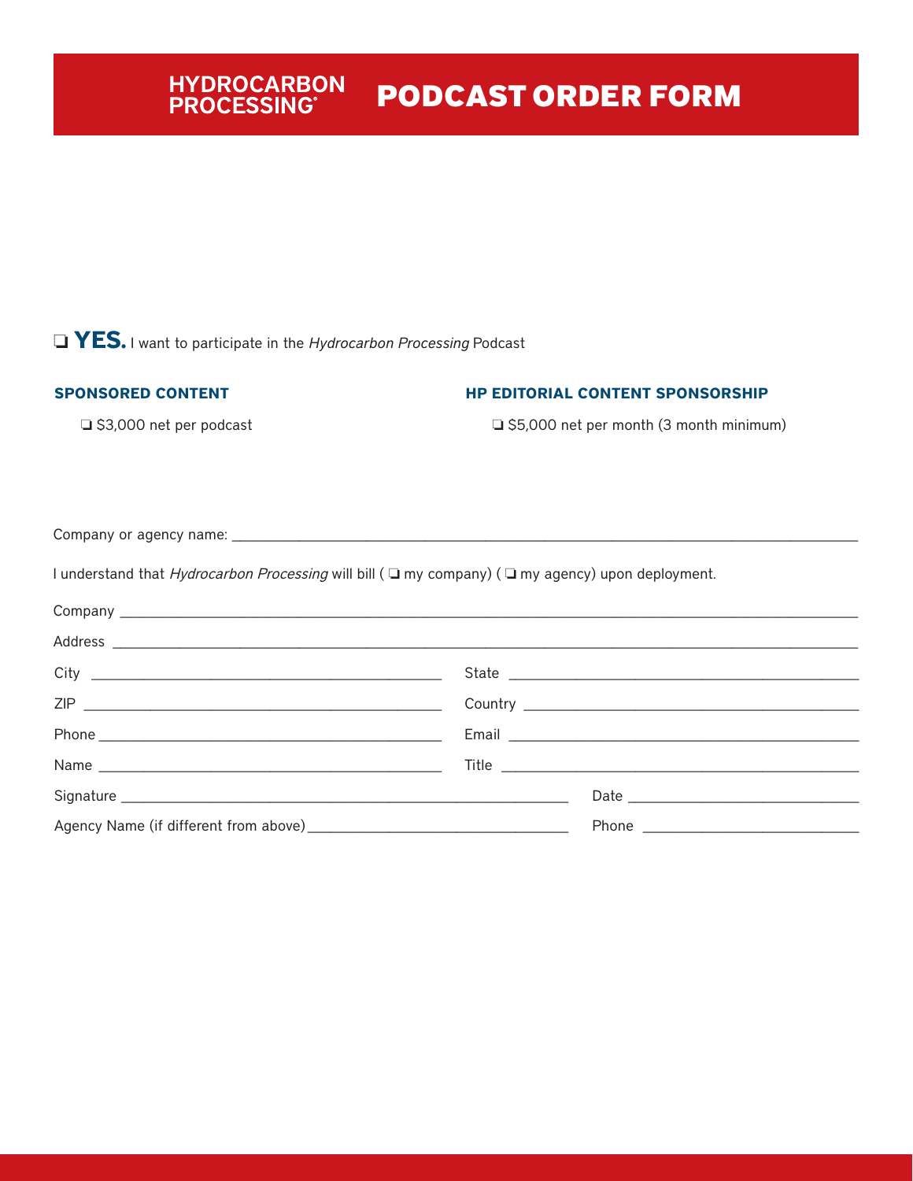# HYDROCARBON PROCESSING® PODCAST ORDER FORM

❏ **YES.** I want to participate in the *Hydrocarbon Processing* Podcast

**SPONSORED CONTENT**

❏ $3,000 net per podcast

**HP EDITORIAL CONTENT SPONSORSHIP**

❏ $5,000 net per month (3 month minimum)

Company or agency name: ____________________________________________

I understand that *Hydrocarbon Processing* will bill ( ❏ my company) ( ❏ my agency) upon deployment.

Company ____________________________________________

Address ____________________________________________

City ______________________ State ______________________

ZIP ______________________ Country ______________________

Phone ______________________ Email ______________________

Name ______________________ Title ______________________

Signature ______________________ Date ______________________

Agency Name (if different from above) ______________________ Phone ______________________